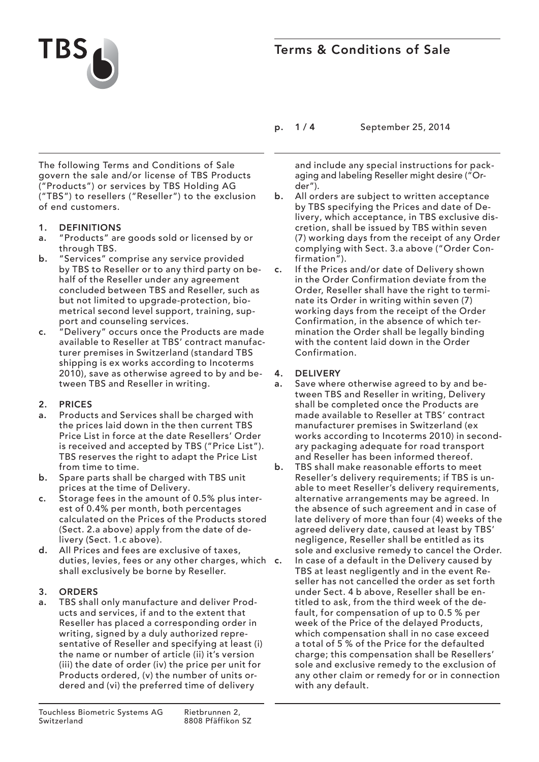# Terms & Conditions of Sale

September 25, 2014

The following Terms and Conditions of Sale govern the sale and/or license of TBS Products ("Products") or services by TBS Holding AG ("TBS") to resellers ("Reseller") to the exclusion of end customers.

## 1. DEFINITIONS

**a.** "Products" are goods sold or licensed by or through TBS.

**b.** "Services" comprise any service provided by TBS to Reseller or to any third party on behalf of the Reseller under any agreement concluded between TBS and Reseller, such as but not limited to upgrade-protection, biometrical second level support, training, support and counseling services.

**c.** "Delivery" occurs once the Products are made available to Reseller at TBS' contract manufacturer premises in Switzerland (standard TBS shipping is ex works according to Incoterms 2010), save as otherwise agreed to by and between TBS and Reseller in writing.

## 2. PRICES

**a.** Products and Services shall be charged with the prices laid down in the then current TBS Price List in force at the date Resellers' Order is received and accepted by TBS ("Price List"). TBS reserves the right to adapt the Price List from time to time.

**b.** Spare parts shall be charged with TBS unit prices at the time of Delivery.

**c.** Storage fees in the amount of 0.5% plus interest of 0.4% per month, both percentages calculated on the Prices of the Products stored (Sect. 2.a above) apply from the date of delivery (Sect. 1.c above).

**d.** All Prices and fees are exclusive of taxes, duties, levies, fees or any other charges, which shall exclusively be borne by Reseller.

## 3. ORDERS

**a.** TBS shall only manufacture and deliver Products and services, if and to the extent that Reseller has placed a corresponding order in writing, signed by a duly authorized representative of Reseller and specifying at least (i) the name or number of article (ii) it's version (iii) the date of order (iv) the price per unit for Products ordered, (v) the number of units ordered and (vi) the preferred time of delivery and include any special instructions for packaging and labeling Reseller might desire ("Order").

**b.** All orders are subject to written acceptance by TBS specifying the Prices and date of Delivery, which acceptance, in TBS exclusive discretion, shall be issued by TBS within seven (7) working days from the receipt of any Order complying with Sect. 3.a above ("Order Confirmation").

**c.** If the Prices and/or date of Delivery shown in the Order Confirmation deviate from the Order, Reseller shall have the right to terminate its Order in writing within seven (7) working days from the receipt of the Order Confirmation, in the absence of which termination the Order shall be legally binding with the content laid down in the Order Confirmation.

## 4. DELIVERY

**a.** Save where otherwise agreed to by and between TBS and Reseller in writing, Delivery shall be completed once the Products are made available to Reseller at TBS' contract manufacturer premises in Switzerland (ex works according to Incoterms 2010) in secondary packaging adequate for road transport and Reseller has been informed thereof.

**b.** TBS shall make reasonable efforts to meet Reseller's delivery requirements; if TBS is unable to meet Reseller's delivery requirements, alternative arrangements may be agreed. In the absence of such agreement and in case of late delivery of more than four (4) weeks of the agreed delivery date, caused at least by TBS' negligence, Reseller shall be entitled as its sole and exclusive remedy to cancel the Order.

**c.** In case of a default in the Delivery caused by TBS at least negligently and in the event Reseller has not cancelled the order as set forth under Sect. 4 b above, Reseller shall be entitled to ask, from the third week of the default, for compensation of up to 0.5 % per week of the Price of the delayed Products, which compensation shall in no case exceed a total of 5 % of the Price for the defaulted charge; this compensation shall be Resellers' sole and exclusive remedy to the exclusion of any other claim or remedy for or in connection with any default.

Touchless Biometric Systems AG
Switzerland

Rietbrunnen 2,
8808 Pfäffikon SZ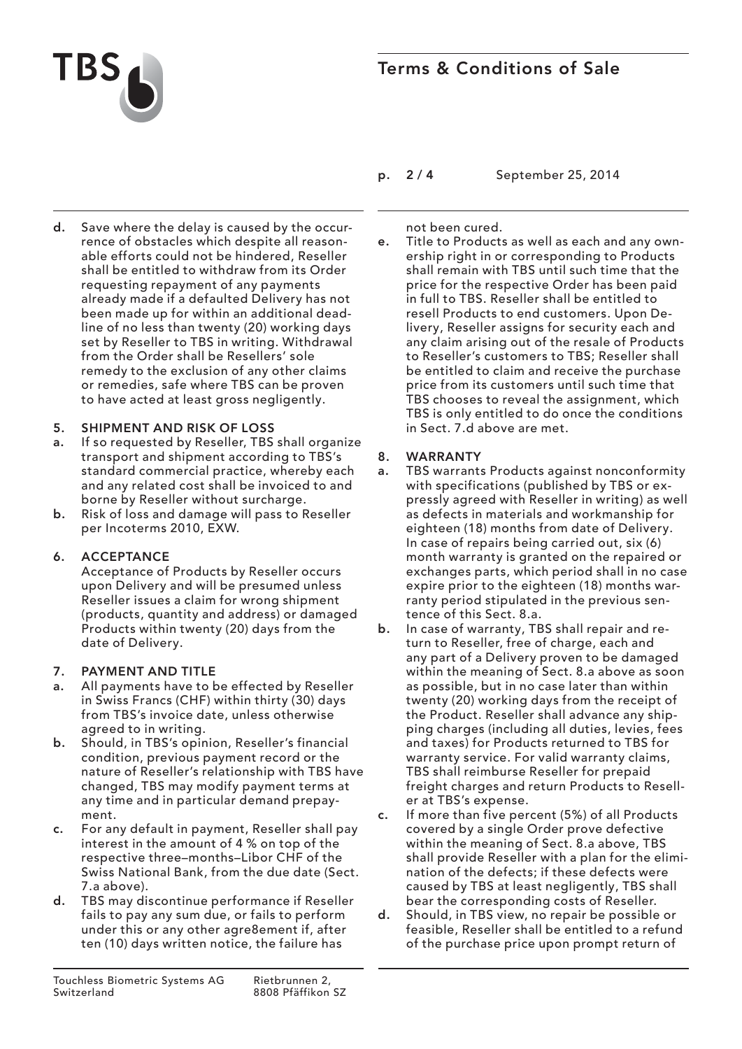d. Save where the delay is caused by the occurrence of obstacles which despite all reasonable efforts could not be hindered, Reseller shall be entitled to withdraw from its Order requesting repayment of any payments already made if a defaulted Delivery has not been made up for within an additional deadline of no less than twenty (20) working days set by Reseller to TBS in writing. Withdrawal from the Order shall be Resellers' sole remedy to the exclusion of any other claims or remedies, safe where TBS can be proven to have acted at least gross negligently.

## 5. SHIPMENT AND RISK OF LOSS

a. If so requested by Reseller, TBS shall organize transport and shipment according to TBS's standard commercial practice, whereby each and any related cost shall be invoiced to and borne by Reseller without surcharge.

b. Risk of loss and damage will pass to Reseller per Incoterms 2010, EXW.

## 6. ACCEPTANCE

Acceptance of Products by Reseller occurs upon Delivery and will be presumed unless Reseller issues a claim for wrong shipment (products, quantity and address) or damaged Products within twenty (20) days from the date of Delivery.

## 7. PAYMENT AND TITLE

a. All payments have to be effected by Reseller in Swiss Francs (CHF) within thirty (30) days from TBS's invoice date, unless otherwise agreed to in writing.

b. Should, in TBS's opinion, Reseller's financial condition, previous payment record or the nature of Reseller's relationship with TBS have changed, TBS may modify payment terms at any time and in particular demand prepayment.

c. For any default in payment, Reseller shall pay interest in the amount of 4 % on top of the respective three–months–Libor CHF of the Swiss National Bank, from the due date (Sect. 7.a above).

d. TBS may discontinue performance if Reseller fails to pay any sum due, or fails to perform under this or any other agre8ement if, after ten (10) days written notice, the failure has not been cured.

e. Title to Products as well as each and any ownership right in or corresponding to Products shall remain with TBS until such time that the price for the respective Order has been paid in full to TBS. Reseller shall be entitled to resell Products to end customers. Upon Delivery, Reseller assigns for security each and any claim arising out of the resale of Products to Reseller's customers to TBS; Reseller shall be entitled to claim and receive the purchase price from its customers until such time that TBS chooses to reveal the assignment, which TBS is only entitled to do once the conditions in Sect. 7.d above are met.

## 8. WARRANTY

a. TBS warrants Products against nonconformity with specifications (published by TBS or expressly agreed with Reseller in writing) as well as defects in materials and workmanship for eighteen (18) months from date of Delivery. In case of repairs being carried out, six (6) month warranty is granted on the repaired or exchanges parts, which period shall in no case expire prior to the eighteen (18) months warranty period stipulated in the previous sentence of this Sect. 8.a.

b. In case of warranty, TBS shall repair and return to Reseller, free of charge, each and any part of a Delivery proven to be damaged within the meaning of Sect. 8.a above as soon as possible, but in no case later than within twenty (20) working days from the receipt of the Product. Reseller shall advance any shipping charges (including all duties, levies, fees and taxes) for Products returned to TBS for warranty service. For valid warranty claims, TBS shall reimburse Reseller for prepaid freight charges and return Products to Reseller at TBS's expense.

c. If more than five percent (5%) of all Products covered by a single Order prove defective within the meaning of Sect. 8.a above, TBS shall provide Reseller with a plan for the elimination of the defects; if these defects were caused by TBS at least negligently, TBS shall bear the corresponding costs of Reseller.

d. Should, in TBS view, no repair be possible or feasible, Reseller shall be entitled to a refund of the purchase price upon prompt return of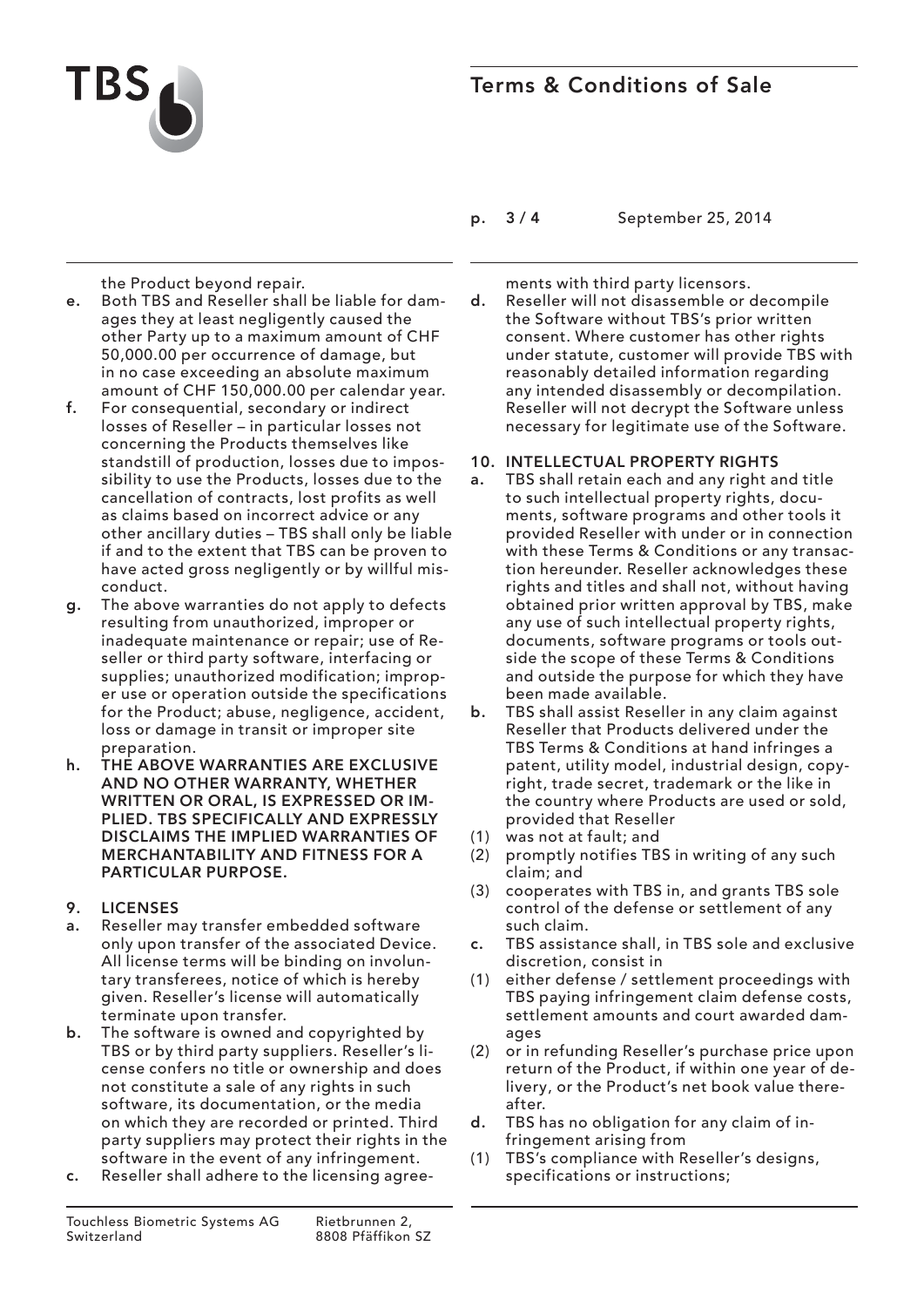the Product beyond repair.

**e.** Both TBS and Reseller shall be liable for damages they at least negligently caused the other Party up to a maximum amount of CHF 50,000.00 per occurrence of damage, but in no case exceeding an absolute maximum amount of CHF 150,000.00 per calendar year.

**f.** For consequential, secondary or indirect losses of Reseller – in particular losses not concerning the Products themselves like standstill of production, losses due to impossibility to use the Products, losses due to the cancellation of contracts, lost profits as well as claims based on incorrect advice or any other ancillary duties – TBS shall only be liable if and to the extent that TBS can be proven to have acted gross negligently or by willful misconduct.

**g.** The above warranties do not apply to defects resulting from unauthorized, improper or inadequate maintenance or repair; use of Reseller or third party software, interfacing or supplies; unauthorized modification; improper use or operation outside the specifications for the Product; abuse, negligence, accident, loss or damage in transit or improper site preparation.

**h.** **THE ABOVE WARRANTIES ARE EXCLUSIVE AND NO OTHER WARRANTY, WHETHER WRITTEN OR ORAL, IS EXPRESSED OR IMPLIED. TBS SPECIFICALLY AND EXPRESSLY DISCLAIMS THE IMPLIED WARRANTIES OF MERCHANTABILITY AND FITNESS FOR A PARTICULAR PURPOSE.**

## 9. LICENSES

**a.** Reseller may transfer embedded software only upon transfer of the associated Device. All license terms will be binding on involuntary transferees, notice of which is hereby given. Reseller's license will automatically terminate upon transfer.

**b.** The software is owned and copyrighted by TBS or by third party suppliers. Reseller's license confers no title or ownership and does not constitute a sale of any rights in such software, its documentation, or the media on which they are recorded or printed. Third party suppliers may protect their rights in the software in the event of any infringement.

**c.** Reseller shall adhere to the licensing agreements with third party licensors.

**d.** Reseller will not disassemble or decompile the Software without TBS's prior written consent. Where customer has other rights under statute, customer will provide TBS with reasonably detailed information regarding any intended disassembly or decompilation. Reseller will not decrypt the Software unless necessary for legitimate use of the Software.

## 10. INTELLECTUAL PROPERTY RIGHTS

**a.** TBS shall retain each and any right and title to such intellectual property rights, documents, software programs and other tools it provided Reseller with under or in connection with these Terms & Conditions or any transaction hereunder. Reseller acknowledges these rights and titles and shall not, without having obtained prior written approval by TBS, make any use of such intellectual property rights, documents, software programs or tools outside the scope of these Terms & Conditions and outside the purpose for which they have been made available.

**b.** TBS shall assist Reseller in any claim against Reseller that Products delivered under the TBS Terms & Conditions at hand infringes a patent, utility model, industrial design, copyright, trade secret, trademark or the like in the country where Products are used or sold, provided that Reseller

(1) was not at fault; and
(2) promptly notifies TBS in writing of any such claim; and
(3) cooperates with TBS in, and grants TBS sole control of the defense or settlement of any such claim.

**c.** TBS assistance shall, in TBS sole and exclusive discretion, consist in

(1) either defense / settlement proceedings with TBS paying infringement claim defense costs, settlement amounts and court awarded damages
(2) or in refunding Reseller's purchase price upon return of the Product, if within one year of delivery, or the Product's net book value thereafter.

**d.** TBS has no obligation for any claim of infringement arising from

(1) TBS's compliance with Reseller's designs, specifications or instructions;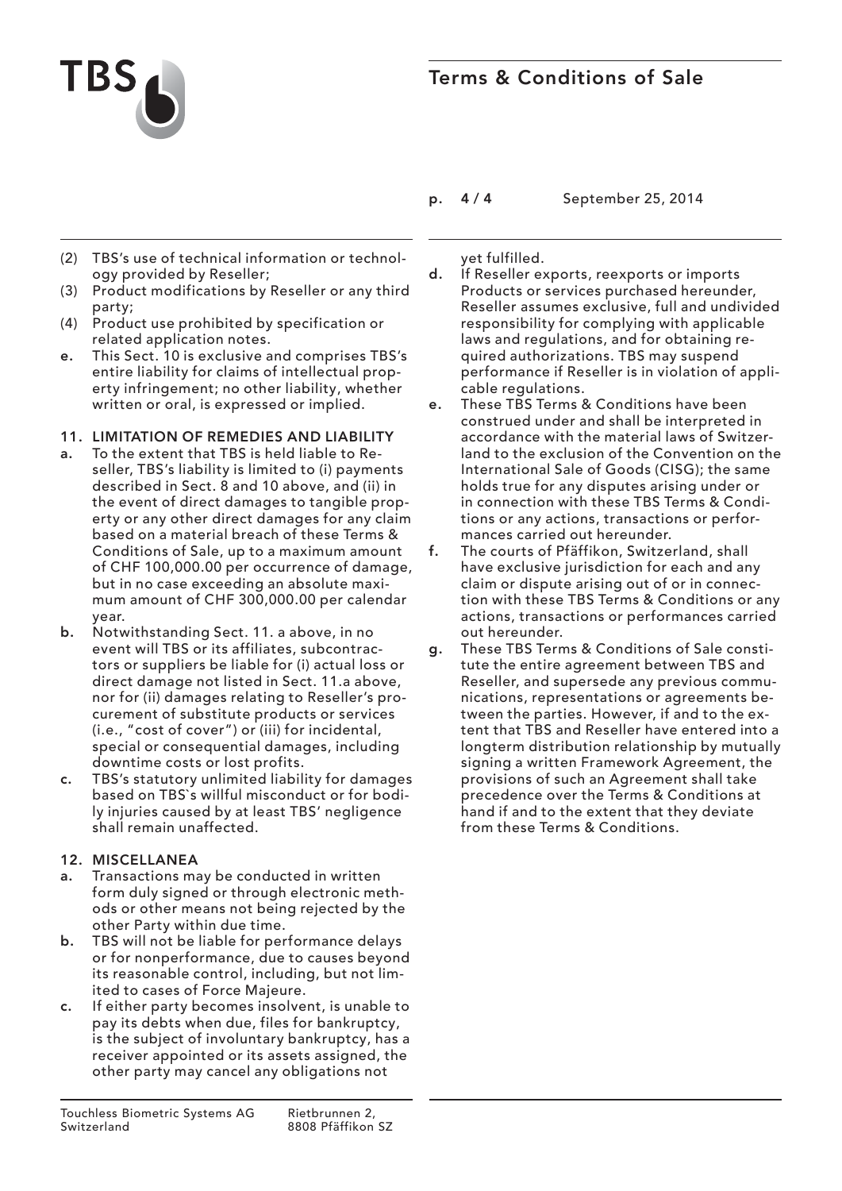(2) TBS's use of technical information or technology provided by Reseller;
(3) Product modifications by Reseller or any third party;
(4) Product use prohibited by specification or related application notes.

**e.** This Sect. 10 is exclusive and comprises TBS's entire liability for claims of intellectual property infringement; no other liability, whether written or oral, is expressed or implied.

## 11. LIMITATION OF REMEDIES AND LIABILITY

**a.** To the extent that TBS is held liable to Reseller, TBS's liability is limited to (i) payments described in Sect. 8 and 10 above, and (ii) in the event of direct damages to tangible property or any other direct damages for any claim based on a material breach of these Terms & Conditions of Sale, up to a maximum amount of CHF 100,000.00 per occurrence of damage, but in no case exceeding an absolute maximum amount of CHF 300,000.00 per calendar year.

**b.** Notwithstanding Sect. 11. a above, in no event will TBS or its affiliates, subcontractors or suppliers be liable for (i) actual loss or direct damage not listed in Sect. 11.a above, nor for (ii) damages relating to Reseller's procurement of substitute products or services (i.e., "cost of cover") or (iii) for incidental, special or consequential damages, including downtime costs or lost profits.

**c.** TBS's statutory unlimited liability for damages based on TBS`s willful misconduct or for bodily injuries caused by at least TBS' negligence shall remain unaffected.

## 12. MISCELLANEA

**a.** Transactions may be conducted in written form duly signed or through electronic methods or other means not being rejected by the other Party within due time.

**b.** TBS will not be liable for performance delays or for nonperformance, due to causes beyond its reasonable control, including, but not limited to cases of Force Majeure.

**c.** If either party becomes insolvent, is unable to pay its debts when due, files for bankruptcy, is the subject of involuntary bankruptcy, has a receiver appointed or its assets assigned, the other party may cancel any obligations not yet fulfilled.

**d.** If Reseller exports, reexports or imports Products or services purchased hereunder, Reseller assumes exclusive, full and undivided responsibility for complying with applicable laws and regulations, and for obtaining required authorizations. TBS may suspend performance if Reseller is in violation of applicable regulations.

**e.** These TBS Terms & Conditions have been construed under and shall be interpreted in accordance with the material laws of Switzerland to the exclusion of the Convention on the International Sale of Goods (CISG); the same holds true for any disputes arising under or in connection with these TBS Terms & Conditions or any actions, transactions or performances carried out hereunder.

**f.** The courts of Pfäffikon, Switzerland, shall have exclusive jurisdiction for each and any claim or dispute arising out of or in connection with these TBS Terms & Conditions or any actions, transactions or performances carried out hereunder.

**g.** These TBS Terms & Conditions of Sale constitute the entire agreement between TBS and Reseller, and supersede any previous communications, representations or agreements between the parties. However, if and to the extent that TBS and Reseller have entered into a longterm distribution relationship by mutually signing a written Framework Agreement, the provisions of such an Agreement shall take precedence over the Terms & Conditions at hand if and to the extent that they deviate from these Terms & Conditions.